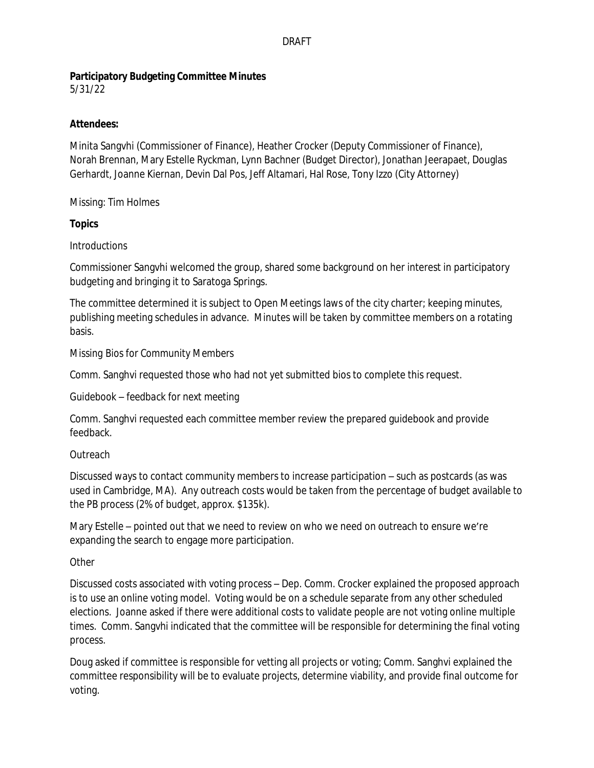DRAFT

**Participatory Budgeting Committee Minutes**
5/31/22

**Attendees:**

Minita Sangvhi (Commissioner of Finance), Heather Crocker (Deputy Commissioner of Finance), Norah Brennan, Mary Estelle Ryckman, Lynn Bachner (Budget Director), Jonathan Jeerapaet, Douglas Gerhardt, Joanne Kiernan, Devin Dal Pos, Jeff Altamari, Hal Rose, Tony Izzo (City Attorney)

Missing: Tim Holmes

**Topics**

Introductions

Commissioner Sangvhi welcomed the group, shared some background on her interest in participatory budgeting and bringing it to Saratoga Springs.

The committee determined it is subject to Open Meetings laws of the city charter; keeping minutes, publishing meeting schedules in advance. Minutes will be taken by committee members on a rotating basis.

Missing Bios for Community Members

Comm. Sanghvi requested those who had not yet submitted bios to complete this request.

Guidebook – feedback for next meeting

Comm. Sanghvi requested each committee member review the prepared guidebook and provide feedback.

Outreach

Discussed ways to contact community members to increase participation – such as postcards (as was used in Cambridge, MA). Any outreach costs would be taken from the percentage of budget available to the PB process (2% of budget, approx. $135k).

Mary Estelle – pointed out that we need to review on who we need on outreach to ensure we're expanding the search to engage more participation.

Other

Discussed costs associated with voting process – Dep. Comm. Crocker explained the proposed approach is to use an online voting model. Voting would be on a schedule separate from any other scheduled elections. Joanne asked if there were additional costs to validate people are not voting online multiple times. Comm. Sanghvi indicated that the committee will be responsible for determining the final voting process.

Doug asked if committee is responsible for vetting all projects or voting; Comm. Sanghvi explained the committee responsibility will be to evaluate projects, determine viability, and provide final outcome for voting.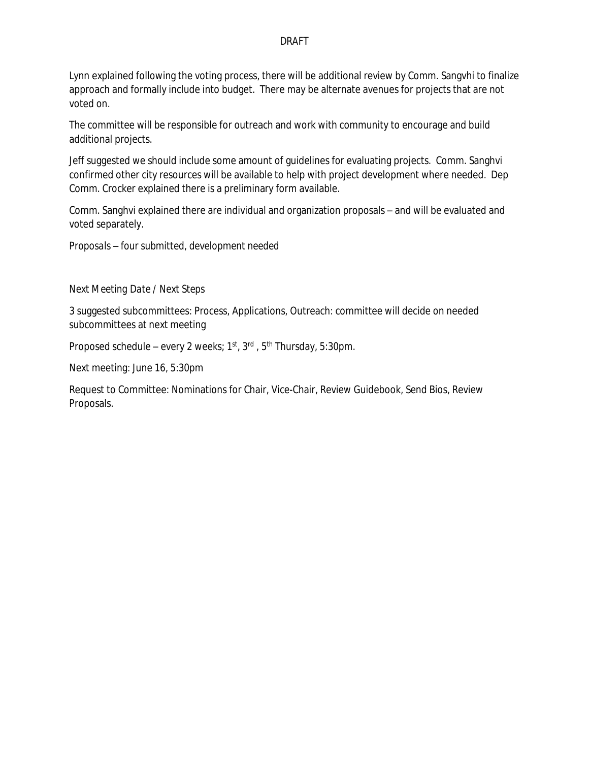DRAFT

Lynn explained following the voting process, there will be additional review by Comm. Sangvhi to finalize approach and formally include into budget. There may be alternate avenues for projects that are not voted on.

The committee will be responsible for outreach and work with community to encourage and build additional projects.

Jeff suggested we should include some amount of guidelines for evaluating projects. Comm. Sanghvi confirmed other city resources will be available to help with project development where needed. Dep Comm. Crocker explained there is a preliminary form available.

Comm. Sanghvi explained there are individual and organization proposals – and will be evaluated and voted separately.

Proposals – four submitted, development needed

Next Meeting Date / Next Steps

3 suggested subcommittees: Process, Applications, Outreach: committee will decide on needed subcommittees at next meeting

Proposed schedule – every 2 weeks; 1st, 3rd, 5th Thursday, 5:30pm.

Next meeting: June 16, 5:30pm

Request to Committee: Nominations for Chair, Vice-Chair, Review Guidebook, Send Bios, Review Proposals.